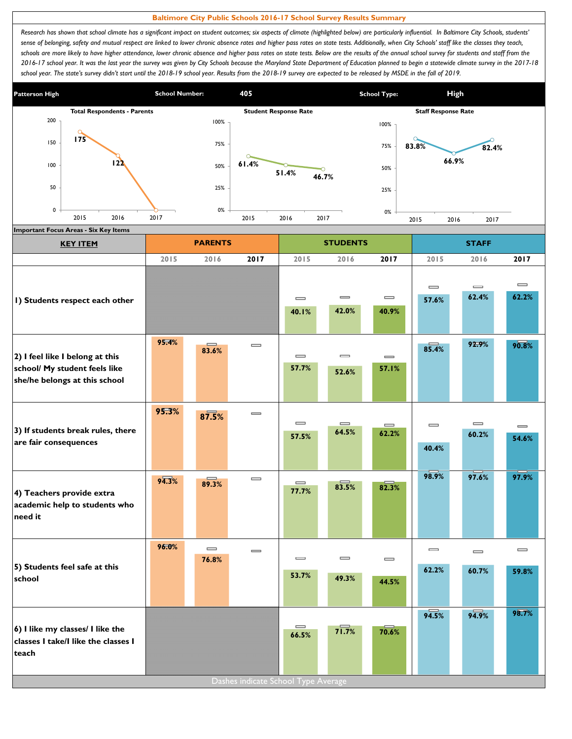# Baltimore City Public Schools 2016-17 School Survey Results Summary

*Research has shown that school climate has a significant impact on student outcomes; six aspects of climate (highlighted below) are particularly influential. In Baltimore City Schools, students' sense of belonging, safety and mutual respect are linked to lower chronic absence rates and higher pass rates on state tests. Additionally, when City Schools' staff like the classes they teach, schools are more likely to have higher attendance, lower chronic absence and higher pass rates on state tests. Below are the results of the annual school survey for students and staff from the 2016-17 school year. It was the last year the survey was given by City Schools because the Maryland State Department of Education planned to begin a statewide climate survey in the 2017-18 school year. The state's survey didn't start until the 2018-19 school year. Results from the 2018-19 survey are expected to be released by MSDE in the fall of 2019.*

| Patterson High | School Number: | 405 | School Type: | High |
|---|---|---|---|---|

**Total Respondents - Parents**

| 2015 | 2016 | 2017 |
|---|---|---|
| 175 | 122 | 0 |

**Student Response Rate**

| 2015 | 2016 | 2017 |
|---|---|---|
| 61.4% | 51.4% | 46.7% |

**Staff Response Rate**

| 2015 | 2016 | 2017 |
|---|---|---|
| 83.8% | 66.9% | 82.4% |

**Important Focus Areas - Six Key Items**

| KEY ITEM | PARENTS 2015 | PARENTS 2016 | PARENTS 2017 | STUDENTS 2015 | STUDENTS 2016 | STUDENTS 2017 | STAFF 2015 | STAFF 2016 | STAFF 2017 |
|---|---|---|---|---|---|---|---|---|---|
| 1) Students respect each other | | | | 40.1% | 42.0% | 40.9% | 57.6% | 62.4% | 62.2% |
| 2) I feel like I belong at this school/ My student feels like she/he belongs at this school | 95.4% | 83.6% | | 57.7% | 52.6% | 57.1% | 85.4% | 92.9% | 90.8% |
| 3) If students break rules, there are fair consequences | 95.3% | 87.5% | | 57.5% | 64.5% | 62.2% | 40.4% | 60.2% | 54.6% |
| 4) Teachers provide extra academic help to students who need it | 94.3% | 89.3% | | 77.7% | 83.5% | 82.3% | 98.9% | 97.6% | 97.9% |
| 5) Students feel safe at this school | 96.0% | 76.8% | | 53.7% | 49.3% | 44.5% | 62.2% | 60.7% | 59.8% |
| 6) I like my classes/ I like the classes I take/I like the classes I teach | | | | 66.5% | 71.7% | 70.6% | 94.5% | 94.9% | 98.7% |

Dashes indicate School Type Average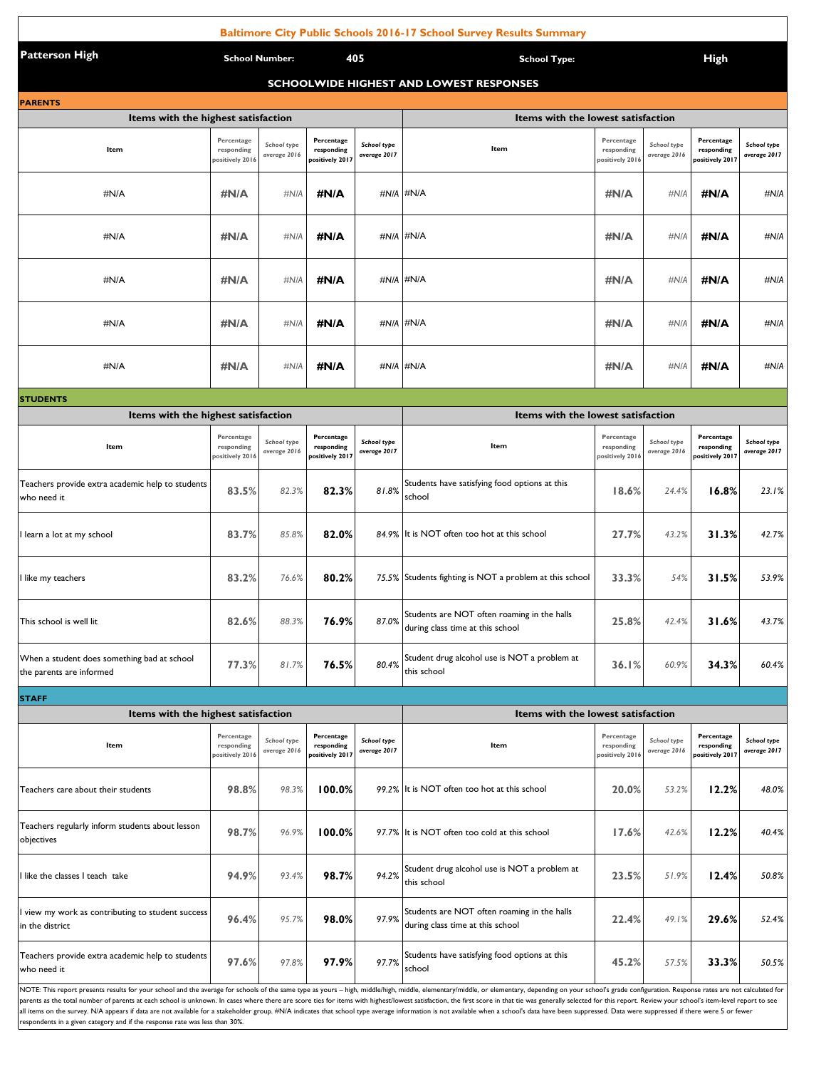**Baltimore City Public Schools 2016-17 School Survey Results Summary**

**Patterson High** | **School Number:** 405 | **School Type:** High

## SCHOOLWIDE HIGHEST AND LOWEST RESPONSES

### PARENTS

| Items with the highest satisfaction | | | | | Items with the lowest satisfaction | | | | |
|---|---|---|---|---|---|---|---|---|---|
| Item | Percentage responding positively 2016 | School type average 2016 | Percentage responding positively 2017 | School type average 2017 | Item | Percentage responding positively 2016 | School type average 2016 | Percentage responding positively 2017 | School type average 2017 |
| #N/A | **#N/A** | *#N/A* | **#N/A** | *#N/A* | #N/A | **#N/A** | *#N/A* | **#N/A** | *#N/A* |
| #N/A | **#N/A** | *#N/A* | **#N/A** | *#N/A* | #N/A | **#N/A** | *#N/A* | **#N/A** | *#N/A* |
| #N/A | **#N/A** | *#N/A* | **#N/A** | *#N/A* | #N/A | **#N/A** | *#N/A* | **#N/A** | *#N/A* |
| #N/A | **#N/A** | *#N/A* | **#N/A** | *#N/A* | #N/A | **#N/A** | *#N/A* | **#N/A** | *#N/A* |
| #N/A | **#N/A** | *#N/A* | **#N/A** | *#N/A* | #N/A | **#N/A** | *#N/A* | **#N/A** | *#N/A* |

### STUDENTS

| Items with the highest satisfaction | | | | | Items with the lowest satisfaction | | | | |
|---|---|---|---|---|---|---|---|---|---|
| Item | Percentage responding positively 2016 | School type average 2016 | Percentage responding positively 2017 | School type average 2017 | Item | Percentage responding positively 2016 | School type average 2016 | Percentage responding positively 2017 | School type average 2017 |
| Teachers provide extra academic help to students who need it | **83.5%** | *82.3%* | **82.3%** | *81.8%* | Students have satisfying food options at this school | **18.6%** | *24.4%* | **16.8%** | *23.1%* |
| I learn a lot at my school | **83.7%** | *85.8%* | **82.0%** | *84.9%* | It is NOT often too hot at this school | **27.7%** | *43.2%* | **31.3%** | *42.7%* |
| I like my teachers | **83.2%** | *76.6%* | **80.2%** | *75.5%* | Students fighting is NOT a problem at this school | **33.3%** | *54%* | **31.5%** | *53.9%* |
| This school is well lit | **82.6%** | *88.3%* | **76.9%** | *87.0%* | Students are NOT often roaming in the halls during class time at this school | **25.8%** | *42.4%* | **31.6%** | *43.7%* |
| When a student does something bad at school the parents are informed | **77.3%** | *81.7%* | **76.5%** | *80.4%* | Student drug alcohol use is NOT a problem at this school | **36.1%** | *60.9%* | **34.3%** | *60.4%* |

### STAFF

| Items with the highest satisfaction | | | | | Items with the lowest satisfaction | | | | |
|---|---|---|---|---|---|---|---|---|---|
| Item | Percentage responding positively 2016 | School type average 2016 | Percentage responding positively 2017 | School type average 2017 | Item | Percentage responding positively 2016 | School type average 2016 | Percentage responding positively 2017 | School type average 2017 |
| Teachers care about their students | **98.8%** | *98.3%* | **100.0%** | *99.2%* | It is NOT often too hot at this school | **20.0%** | *53.2%* | **12.2%** | *48.0%* |
| Teachers regularly inform students about lesson objectives | **98.7%** | *96.9%* | **100.0%** | *97.7%* | It is NOT often too cold at this school | **17.6%** | *42.6%* | **12.2%** | *40.4%* |
| I like the classes I teach take | **94.9%** | *93.4%* | **98.7%** | *94.2%* | Student drug alcohol use is NOT a problem at this school | **23.5%** | *51.9%* | **12.4%** | *50.8%* |
| I view my work as contributing to student success in the district | **96.4%** | *95.7%* | **98.0%** | *97.9%* | Students are NOT often roaming in the halls during class time at this school | **22.4%** | *49.1%* | **29.6%** | *52.4%* |
| Teachers provide extra academic help to students who need it | **97.6%** | *97.8%* | **97.9%** | *97.7%* | Students have satisfying food options at this school | **45.2%** | *57.5%* | **33.3%** | *50.5%* |

NOTE: This report presents results for your school and the average for schools of the same type as yours – high, middle/high, middle, elementary/middle, or elementary, depending on your school's grade configuration. Response rates are not calculated for parents as the total number of parents at each school is unknown. In cases where there are score ties for items with highest/lowest satisfaction, the first score in that tie was generally selected for this report. Review your school's item-level report to see all items on the survey. N/A appears if data are not available for a stakeholder group. #N/A indicates that school type average information is not available when a school's data have been suppressed. Data were suppressed if there were 5 or fewer respondents in a given category and if the response rate was less than 30%.